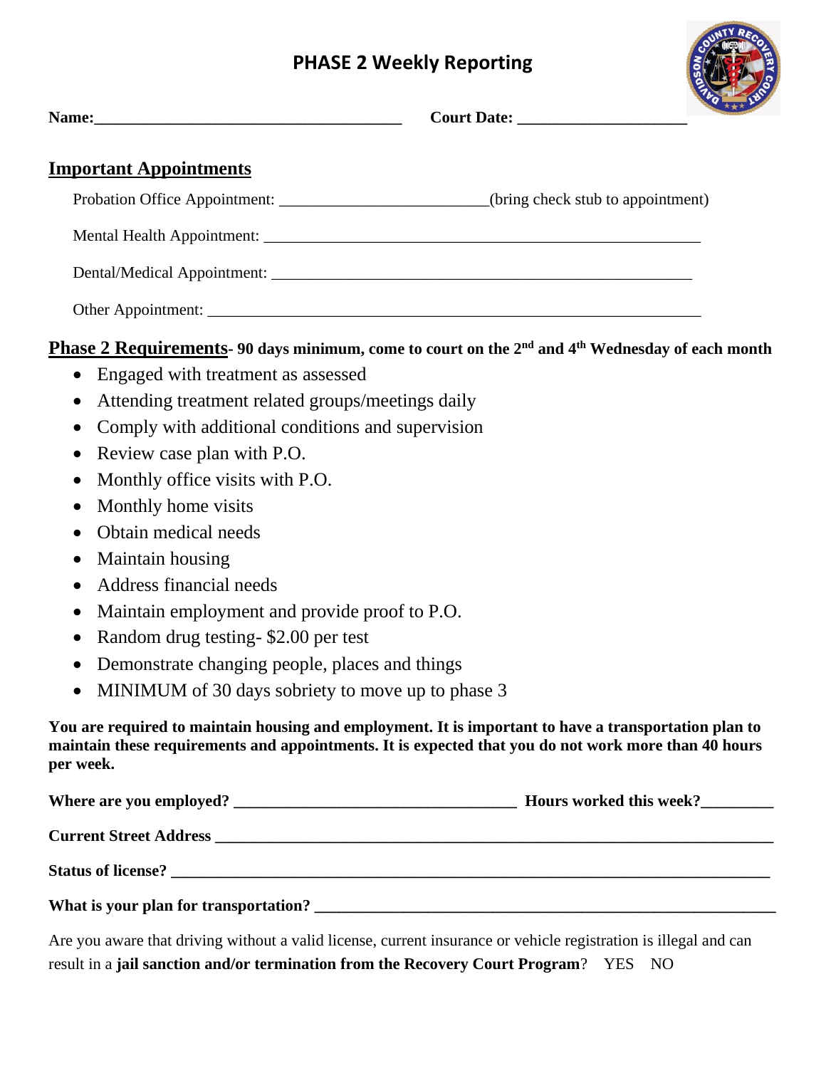# PHASE 2 Weekly Reporting

**Name:**\_\_\_\_\_\_\_\_\_\_\_\_\_\_\_\_\_\_\_\_\_\_\_\_\_\_\_\_\_\_\_\_\_\_\_\_\_\_ **Court Date:** \_\_\_\_\_\_\_\_\_\_\_\_\_\_\_\_\_\_\_\_\_

## Important Appointments

Probation Office Appointment: \_\_\_\_\_\_\_\_\_\_\_\_\_\_\_\_\_\_\_\_\_\_\_\_\_\_(bring check stub to appointment)

Mental Health Appointment: \_\_\_\_\_\_\_\_\_\_\_\_\_\_\_\_\_\_\_\_\_\_\_\_\_\_\_\_\_\_\_\_\_\_\_\_\_\_\_\_\_\_\_\_\_\_\_\_\_\_\_\_\_\_\_

Dental/Medical Appointment: \_\_\_\_\_\_\_\_\_\_\_\_\_\_\_\_\_\_\_\_\_\_\_\_\_\_\_\_\_\_\_\_\_\_\_\_\_\_\_\_\_\_\_\_\_\_\_\_\_\_\_\_\_

Other Appointment: \_\_\_\_\_\_\_\_\_\_\_\_\_\_\_\_\_\_\_\_\_\_\_\_\_\_\_\_\_\_\_\_\_\_\_\_\_\_\_\_\_\_\_\_\_\_\_\_\_\_\_\_\_\_\_\_\_\_\_\_\_\_

## Phase 2 Requirements- 90 days minimum, come to court on the 2nd and 4th Wednesday of each month

- Engaged with treatment as assessed
- Attending treatment related groups/meetings daily
- Comply with additional conditions and supervision
- Review case plan with P.O.
- Monthly office visits with P.O.
- Monthly home visits
- Obtain medical needs
- Maintain housing
- Address financial needs
- Maintain employment and provide proof to P.O.
- Random drug testing- $2.00 per test
- Demonstrate changing people, places and things
- MINIMUM of 30 days sobriety to move up to phase 3

**You are required to maintain housing and employment. It is important to have a transportation plan to maintain these requirements and appointments. It is expected that you do not work more than 40 hours per week.**

**Where are you employed?** \_\_\_\_\_\_\_\_\_\_\_\_\_\_\_\_\_\_\_\_\_\_\_\_\_\_\_\_\_\_\_\_\_\_\_\_ **Hours worked this week?**\_\_\_\_\_\_\_\_\_

**Current Street Address** \_\_\_\_\_\_\_\_\_\_\_\_\_\_\_\_\_\_\_\_\_\_\_\_\_\_\_\_\_\_\_\_\_\_\_\_\_\_\_\_\_\_\_\_\_\_\_\_\_\_\_\_\_\_\_\_\_\_\_\_\_\_\_\_\_\_\_\_

**Status of license?** \_\_\_\_\_\_\_\_\_\_\_\_\_\_\_\_\_\_\_\_\_\_\_\_\_\_\_\_\_\_\_\_\_\_\_\_\_\_\_\_\_\_\_\_\_\_\_\_\_\_\_\_\_\_\_\_\_\_\_\_\_\_\_\_\_\_\_\_\_\_\_\_\_

**What is your plan for transportation?** \_\_\_\_\_\_\_\_\_\_\_\_\_\_\_\_\_\_\_\_\_\_\_\_\_\_\_\_\_\_\_\_\_\_\_\_\_\_\_\_\_\_\_\_\_\_\_\_\_\_\_\_\_\_\_\_\_\_

Are you aware that driving without a valid license, current insurance or vehicle registration is illegal and can result in a **jail sanction and/or termination from the Recovery Court Program**? YES NO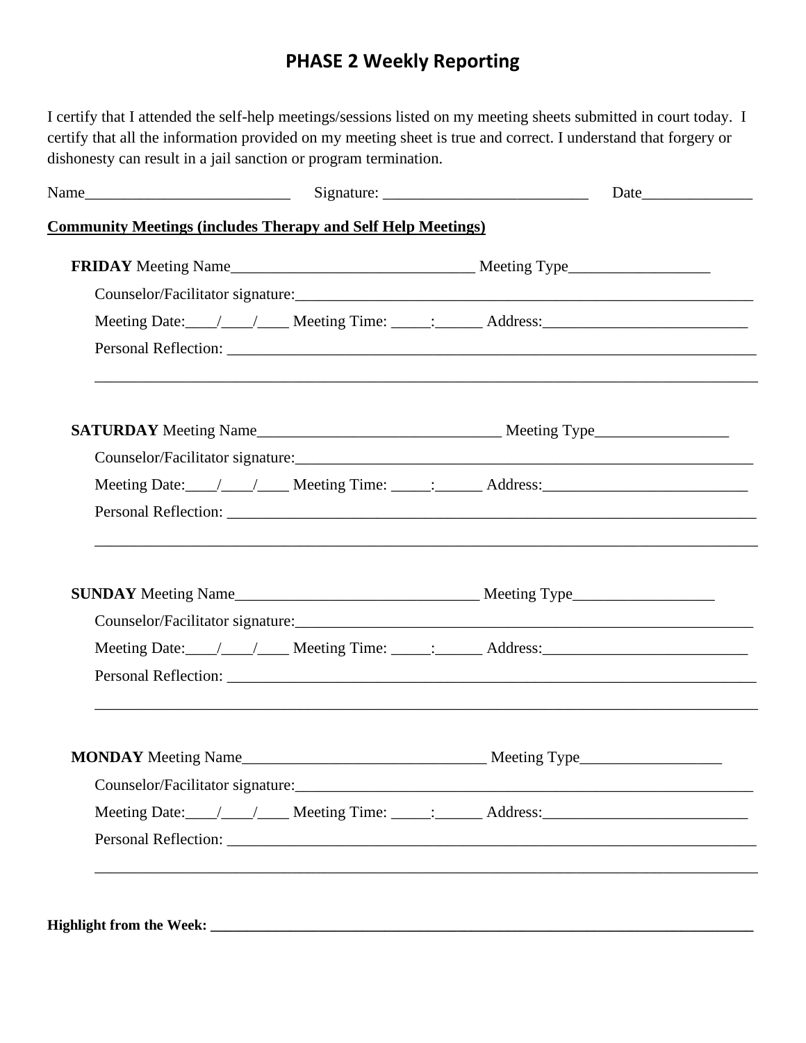# PHASE 2 Weekly Reporting

I certify that I attended the self-help meetings/sessions listed on my meeting sheets submitted in court today. I certify that all the information provided on my meeting sheet is true and correct. I understand that forgery or dishonesty can result in a jail sanction or program termination.

Name__________________________ Signature: __________________________ Date______________

**Community Meetings (includes Therapy and Self Help Meetings)**

**FRIDAY** Meeting Name_______________________________ Meeting Type__________________

Counselor/Facilitator signature:_______________________________________________________________

Meeting Date:____/____/____ Meeting Time: _____:______ Address:__________________________

Personal Reflection: _____________________________________________________________________

___________________________________________________________________________________

**SATURDAY** Meeting Name_______________________________ Meeting Type_________________

Counselor/Facilitator signature:_______________________________________________________________

Meeting Date:____/____/____ Meeting Time: _____:______ Address:__________________________

Personal Reflection: _____________________________________________________________________

___________________________________________________________________________________

**SUNDAY** Meeting Name_______________________________ Meeting Type__________________

Counselor/Facilitator signature:_______________________________________________________________

Meeting Date:____/____/____ Meeting Time: _____:______ Address:__________________________

Personal Reflection: _____________________________________________________________________

___________________________________________________________________________________

**MONDAY** Meeting Name_______________________________ Meeting Type__________________

Counselor/Facilitator signature:_______________________________________________________________

Meeting Date:____/____/____ Meeting Time: _____:______ Address:__________________________

Personal Reflection: _____________________________________________________________________

___________________________________________________________________________________

**Highlight from the Week: ____________________________________________________________________________**